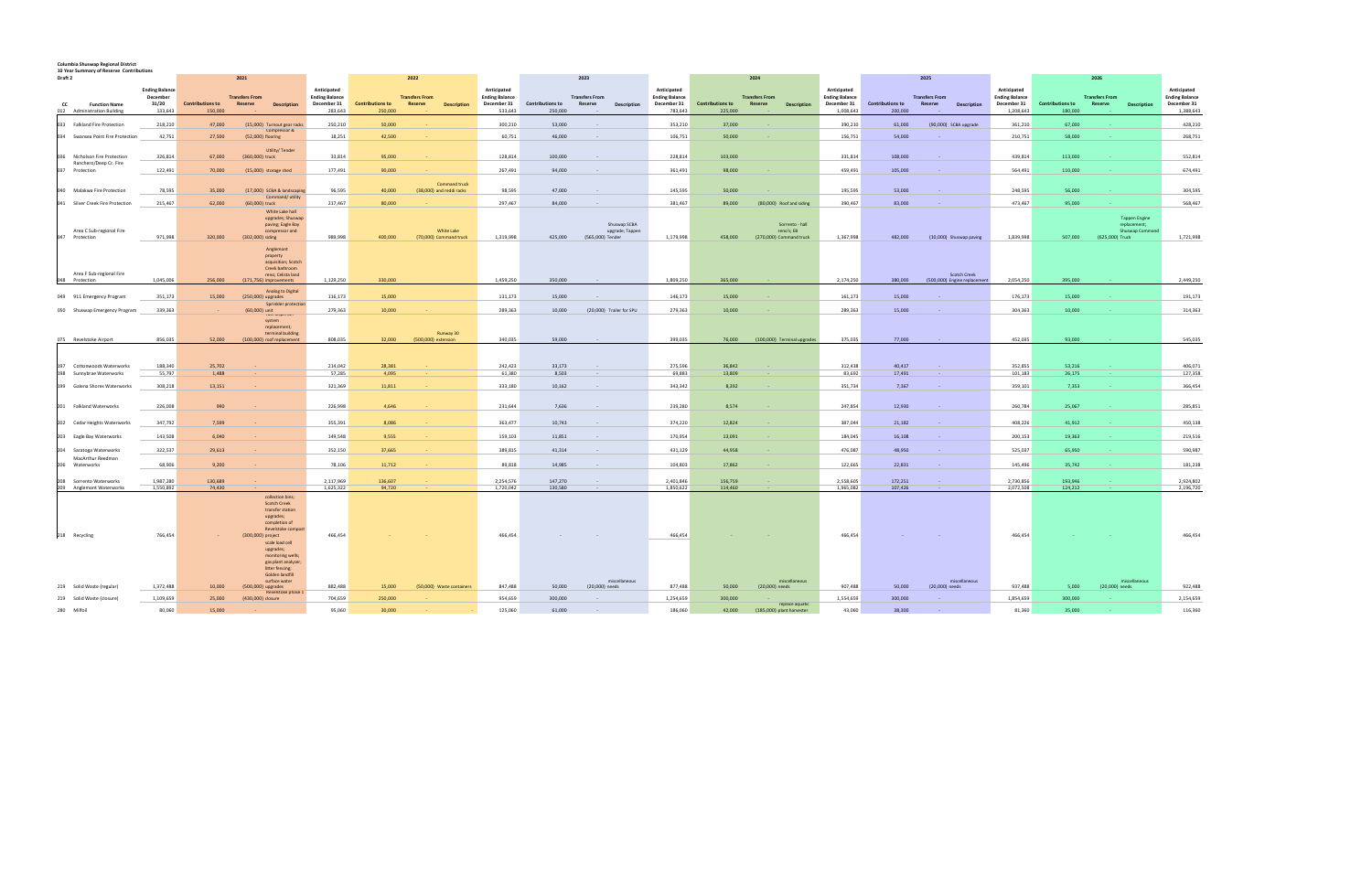**Columbia Shuswap Regional District**
**10 Year Summary of Reserve Contributions**
**Draft 2**

| CC | Function Name | Ending Balance December 31/20 | 2021 Contributions to | 2021 Transfers From Reserve | 2021 Description | Anticipated Ending Balance December 31 | 2022 Contributions to | 2022 Transfers From Reserve | 2022 Description | Anticipated Ending Balance December 31 | 2023 Contributions to | 2023 Transfers From Reserve | 2023 Description | Anticipated Ending Balance December 31 | 2024 Contributions to | 2024 Transfers From Reserve | 2024 Description | Anticipated Ending Balance December 31 | 2025 Contributions to | 2025 Transfers From Reserve | 2025 Description | Anticipated Ending Balance December 31 | 2026 Contributions to | 2026 Transfers From Reserve | 2026 Description | Anticipated Ending Balance December 31 |
|---|---|---|---|---|---|---|---|---|---|---|---|---|---|---|---|---|---|---|---|---|---|---|---|---|---|---|
| 012 | Administration Building | 133,643 | 150,000 | - | | 283,643 | 250,000 | - | | 533,643 | 250,000 | - | | 783,643 | 225,000 | - | | 1,008,643 | 200,000 | - | | 1,208,643 | 180,000 | - | | 1,388,643 |
| 033 | Falkland Fire Protection | 218,210 | 47,000 | (15,000) | Turnout gear racks | 250,210 | 50,000 | - | | 300,210 | 53,000 | - | | 353,210 | 37,000 | - | | 390,210 | 61,000 | (90,000) | SCBA upgrade | 361,210 | 67,000 | - | | 428,210 |
| 034 | Swansea Point Fire Protection | 42,751 | 27,500 | (52,000) | Compressor & flooring | 18,251 | 42,500 | - | | 60,751 | 46,000 | - | | 106,751 | 50,000 | - | | 156,751 | 54,000 | - | | 210,751 | 58,000 | - | | 268,751 |
| 036 | Nicholson Fire Protection | 326,814 | 67,000 | (360,000) | Utility/ Tender truck | 33,814 | 95,000 | - | | 128,814 | 100,000 | - | | 228,814 | 103,000 | - | | 331,814 | 108,000 | - | | 439,814 | 113,000 | - | | 552,814 |
| 037 | Ranchero/Deep Cr. Fire Protection | 122,491 | 70,000 | (15,000) | storage shed | 177,491 | 90,000 | - | | 267,491 | 94,000 | - | | 361,491 | 98,000 | - | | 459,491 | 105,000 | - | | 564,491 | 110,000 | - | | 674,491 |
| 040 | Malakwa Fire Protection | 78,595 | 35,000 | (17,000) | SCBA & landscaping | 96,595 | 40,000 | (38,000) | Command truck and reddi racks | 98,595 | 47,000 | - | | 145,595 | 50,000 | - | | 195,595 | 53,000 | - | | 248,595 | 56,000 | - | | 304,595 |
| 041 | Silver Creek Fire Protection | 215,467 | 62,000 | (60,000) | Command/ utility truck | 217,467 | 80,000 | - | | 297,467 | 84,000 | - | | 381,467 | 89,000 | (80,000) | Roof and siding | 390,467 | 83,000 | - | | 473,467 | 95,000 | - | | 568,467 |
| 047 | Area C Sub-regional Fire Protection | 971,998 | 320,000 | (302,000) | White Lake hall upgrades; Shuswap paving; Eagle Bay compressor and siding | 989,998 | 400,000 | (70,000) | White Lake Command truck | 1,319,998 | 425,000 | (565,000) | Shuswap SCBA upgrade; Tappen Tender | 1,179,998 | 458,000 | (270,000) | Sorrento - hall reno's; EB Command truck | 1,367,998 | 482,000 | (10,000) | Shuswap paving | 1,839,998 | 507,000 | (625,000) | Tappen Engine replacement; Shuswap Command Truck | 1,721,998 |
| 048 | Area F Sub-regional Fire Protection | 1,045,006 | 256,000 | (171,756) | Anglemont property acquisition; Scotch Creek bathroom reno; Celista land improvements | 1,129,250 | 330,000 | | | 1,459,250 | 350,000 | - | | 1,809,250 | 365,000 | - | | 2,174,250 | 380,000 | (500,000) | Scotch Creek Engine replacement | 2,054,250 | 395,000 | - | | 2,449,250 |
| 049 | 911 Emergency Program | 351,173 | 15,000 | (250,000) | Analog to Digital upgrades | 116,173 | 15,000 | - | | 131,173 | 15,000 | - | | 146,173 | 15,000 | - | | 161,173 | 15,000 | - | | 176,173 | 15,000 | - | | 191,173 |
| 050 | Shuswap Emergency Program | 339,363 | - | (60,000) | Sprinkler protection unit | 279,363 | 10,000 | - | | 289,363 | 10,000 | (20,000) | Trailer for SPU | 279,363 | 10,000 | - | | 289,363 | 15,000 | - | | 304,363 | 10,000 | - | | 314,363 |
| 075 | Revelstoke Airport | 856,035 | 52,000 | (100,000) | fuel dispensing system replacement; terminal building roof replacement | 808,035 | 32,000 | (500,000) | Runway 30 extension | 340,035 | 59,000 | - | | 399,035 | 76,000 | (100,000) | Terminal upgrades | 375,035 | 77,000 | - | | 452,035 | 93,000 | - | | 545,035 |
| 197 | Cottonwoods Waterworks | 188,340 | 25,702 | - | | 214,042 | 28,381 | - | | 242,423 | 33,173 | - | | 275,596 | 36,842 | - | | 312,438 | 40,417 | - | | 352,855 | 53,216 | - | | 406,071 |
| 198 | Sunnybrae Waterworks | 55,797 | 1,488 | - | | 57,285 | 4,095 | - | | 61,380 | 8,503 | - | | 69,883 | 13,809 | - | | 83,692 | 17,491 | - | | 101,183 | 26,175 | - | | 127,358 |
| 199 | Galena Shores Waterworks | 308,218 | 13,151 | - | | 321,369 | 11,811 | - | | 333,180 | 10,162 | - | | 343,342 | 8,392 | - | | 351,734 | 7,367 | - | | 359,101 | 7,353 | - | | 366,454 |
| 201 | Falkland Waterworks | 226,008 | 990 | - | | 226,998 | 4,646 | - | | 231,644 | 7,636 | - | | 239,280 | 8,574 | - | | 247,854 | 12,930 | - | | 260,784 | 25,067 | - | | 285,851 |
| 202 | Cedar Heights Waterworks | 347,792 | 7,599 | - | | 355,391 | 8,086 | - | | 363,477 | 10,743 | - | | 374,220 | 12,824 | - | | 387,044 | 21,182 | - | | 408,226 | 41,912 | - | | 450,138 |
| 203 | Eagle Bay Waterworks | 143,508 | 6,040 | - | | 149,548 | 9,555 | - | | 159,103 | 11,851 | - | | 170,954 | 13,091 | - | | 184,045 | 16,108 | - | | 200,153 | 19,363 | - | | 219,516 |
| 204 | Saratoga Waterworks | 322,537 | 29,613 | - | | 352,150 | 37,665 | - | | 389,815 | 41,314 | - | | 431,129 | 44,958 | - | | 476,087 | 48,950 | - | | 525,037 | 65,950 | - | | 590,987 |
| 206 | MacArthur Reedman Waterworks | 68,906 | 9,200 | - | | 78,106 | 11,712 | - | | 89,818 | 14,985 | - | | 104,803 | 17,862 | - | | 122,665 | 22,831 | - | | 145,496 | 35,742 | - | | 181,238 |
| 208 | Sorrento Waterworks | 1,987,280 | 130,689 | - | | 2,117,969 | 136,607 | - | | 2,254,576 | 147,270 | - | | 2,401,846 | 156,759 | - | | 2,558,605 | 172,251 | - | | 2,730,856 | 193,946 | - | | 2,924,802 |
| 209 | Anglemont Waterworks | 1,550,892 | 74,430 | - | | 1,625,322 | 94,720 | - | | 1,720,042 | 130,580 | - | | 1,850,622 | 114,460 | - | | 1,965,082 | 107,426 | - | | 2,072,508 | 124,212 | - | | 2,196,720 |
| 218 | Recycling | 766,454 | - | (300,000) | collection bins; Scotch Creek transfer station upgrades; completion of Revelstoke compost project | 466,454 | - | - | | 466,454 | - | - | | 466,454 | - | - | | 466,454 | - | - | | 466,454 | - | - | | 466,454 |
| 219 | Solid Waste (regular) | 1,372,488 | 10,000 | (500,000) | scale load cell upgrades; monitoring wells; gas plant analyzer; litter fencing; Golden landfill surface water upgrades | 882,488 | 15,000 | (50,000) | Waste containers | 847,488 | 50,000 | (20,000) | miscellaneous needs | 877,488 | 50,000 | (20,000) | miscellaneous needs | 907,488 | 50,000 | (20,000) | miscellaneous needs | 937,488 | 5,000 | (20,000) | miscellaneous needs | 922,488 |
| 219 | Solid Waste (closure) | 1,109,659 | 25,000 | (430,000) | Revelstoke phase 1 closure | 704,659 | 250,000 | - | | 954,659 | 300,000 | - | | 1,254,659 | 300,000 | - | | 1,554,659 | 300,000 | - | | 1,854,659 | 300,000 | - | | 2,154,659 |
| 280 | Milfoil | 80,060 | 15,000 | - | | 95,060 | 30,000 | - | - | 125,060 | 61,000 | - | | 186,060 | 42,000 | (185,000) | replace aquatic plant harvester | 43,060 | 38,300 | - | | 81,360 | 35,000 | - | | 116,360 |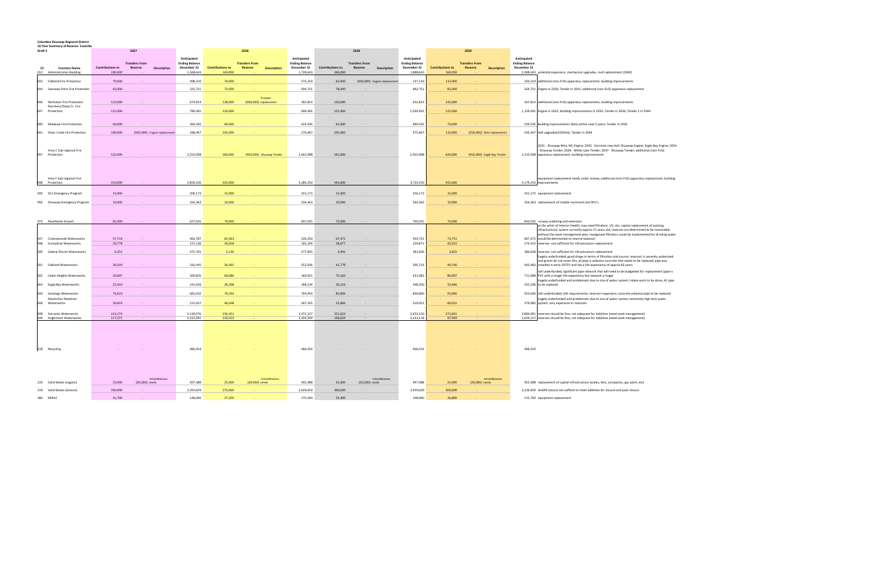**Columbia Shuswap Regional District**
**10 Year Summary of Reserve Contribs**
**Draft 2**

| CC | Function Name | 2027 Contributions to | 2027 Transfers From Reserve | 2027 Description | Anticipated Ending Balance December 31 | 2028 Contributions to | 2028 Transfers From Reserve | 2028 Description | Anticipated Ending Balance December 31 | 2029 Contributions to | 2029 Transfers From Reserve | 2029 Description | Anticipated Ending Balance December 31 | 2030 Contributions to | 2030 Transfers From Reserve | 2030 Description | Anticipated Ending Balance December 31 | |
|---|---|---|---|---|---|---|---|---|---|---|---|---|---|---|---|---|---|---|
| 012 | Administration Building | 180,000 | - | | 1,568,643 | 160,000 | - | | 1,728,643 | 160,000 | - | | 1,888,643 | 160,000 | - | | 2,048,643 | potential expansion, mechanical upgrades, roof replacement (2040) |
| 033 | Falkland Fire Protection | 70,000 | - | | 498,210 | 74,000 | - | | 572,210 | 65,000 | (500,000) | Engine replacement | 137,210 | 113,000 | - | | 250,210 | additional (non-FUS) apparatus replacement, building improvements |
| 034 | Swansea Point Fire Protection | 63,000 | - | | 331,751 | 73,000 | - | | 404,751 | 78,000 | - | | 482,751 | 82,000 | - | | 564,751 | Engine in 2036; Tender in 2041; additional (non-FUS) apparatus replacement |
| 036 | Nicholson Fire Protection | 122,000 | - | | 674,814 | 128,000 | (500,000) | Pumper replacement | 302,814 | 130,000 | - | | 432,814 | 135,000 | - | | 567,814 | additional (non-FUS) apparatus replacement, building improvements |
| 037 | Ranchero/Deep Cr. Fire Protection | 115,000 | - | | 789,491 | 120,000 | - | | 909,491 | 125,000 | - | | 1,034,491 | 125,000 | - | | 1,159,491 | Engine in 2032; building improvements in 2035; Tender in 2036; Tender 2 in 2044 |
| 040 | Malakwa Fire Protection | 60,000 | - | | 364,595 | 60,000 | - | | 424,595 | 65,000 | - | | 489,595 | 70,000 | - | | 559,595 | Building improvements likely within next 5 years; Tender in 2042 |
| 041 | Silver Creek Fire Protection | 100,000 | (500,000) | Engine replacement | 168,467 | 102,000 | - | | 270,467 | 105,000 | - | | 375,467 | 110,000 | (250,000) | Mini replacement | 235,467 | Hall Upgrades(2030ish); Tender in 2044 |
| 047 | Area C Sub-regional Fire Protection | 532,000 | - | | 2,253,998 | 560,000 | (450,000) | Shuswap Tender | 2,363,998 | 592,000 | - | | 2,955,998 | 620,000 | (450,000) | Eagle Bay Tender | 3,125,998 | 2031 - Shuswap Mini; WL Engine; 2033 - Sorrento new hall; Shuswap Engine; Eagle Bay Engine; 2034 - Shuswap Tender; 2036 - White Lake Tender; 2037 - Shuswap Tender; additional (non-FUS) apparatus replacement, building improvements |
| 048 | Area F Sub-regional Fire Protection | 410,000 | - | | 2,859,250 | 425,000 | - | | 3,284,250 | 440,000 | - | | 3,724,250 | 455,000 | - | | 4,179,250 | equipment replacement needs under review; additional (non-FUS) apparatus replacement, building improvements |
| 049 | 911 Emergency Program | 15,000 | - | | 206,173 | 15,000 | - | | 221,173 | 15,000 | - | | 236,173 | 15,000 | - | | 251,173 | equipment replacement |
| 050 | Shuswap Emergency Program | 10,000 | - | | 324,363 | 10,000 | - | | 334,363 | 10,000 | - | | 344,363 | 10,000 | - | | 354,363 | replacement of mobile command and SPU's |
| 075 | Revelstoke Airport | 82,000 | - | | 627,035 | 70,000 | - | | 697,035 | 72,000 | - | | 769,035 | 74,000 | - | | 843,035 | runway widening and extension |
| 197 | Cottonwoods Waterworks | 57,716 | - | | 463,787 | 62,463 | - | | 526,250 | 67,471 | - | | 593,721 | 73,751 | - | | 667,472 | at the whim of Interior Health; may need filtration, UV, etc; capital replacement of existing infrastructure; system currently approx 15 years old; reserves are determined to be reasonable without the asset management plan; manganese filtration could be implemented for drinking water (could be detrimental to reserve balance) |
| 198 | Sunnybrae Waterworks | 29,778 | - | | 157,136 | 34,058 | - | | 191,194 | 38,677 | - | | 229,871 | 43,551 | - | | 273,422 | reserves not sufficient for infrastructure replacement |
| 199 | Galena Shores Waterworks | 6,251 | - | | 372,705 | 5,130 | - | | 377,835 | 3,991 | - | | 381,826 | 2,832 | - | | 384,658 | reserves not sufficient for infrastructure replacement |
| 201 | Falkland Waterworks | 30,594 | - | | 316,445 | 36,491 | - | | 352,936 | 42,778 | - | | 395,714 | 49,746 | - | | 445,460 | hugely underfunded; good shape in terms of filtration and source; reservoir is severely undersized and grants do not cover this; all pipe is asbestos concrete that needs to be replaced; pipe was installed in early 1970's and has a life expectancy of approx 60 years |
| 202 | Cedar Heights Waterworks | 50,697 | - | | 500,835 | 60,086 | - | | 560,921 | 70,160 | - | | 631,081 | 80,907 | - | | 711,988 | still underfunded; significant pipe network that will need to be budgetted for replacement (pipe is PVC with a longer life expectancy but network is huge) |
| 203 | Eagle Bay Waterworks | 22,410 | - | | 241,926 | 26,208 | - | | 268,134 | 30,216 | - | | 298,350 | 33,946 | - | | 332,296 | hugely underfunded and problematic due to size of water system; intake work to be done; AC pipe to be replaced |
| 204 | Saratoga Waterworks | 74,623 | - | | 665,610 | 79,344 | - | | 744,954 | 85,846 | - | | 830,800 | 92,846 | - | | 923,646 | still underfunded; IHA requirements; reservoir expansion; concrete asbestos pipe to be replaced |
| 206 | MacArthur Reedman Waterworks | 39,819 | - | | 221,057 | 46,048 | - | | 267,105 | 52,846 | - | | 319,951 | 60,031 | - | | 379,982 | hugely underfunded and problematic due to size of water system; extremely high tech water system; very expensive to maintain |
| 208 | Sorrento Waterworks | 214,274 | - | | 3,139,076 | 232,451 | - | | 3,371,527 | 251,623 | - | | 3,623,150 | 271,841 | - | | 3,894,991 | reserves should be fine; not adequate for liabilities (need asset management) |
| 209 | Anglemont Waterworks | 117,271 | - | | 2,313,991 | 110,553 | - | | 2,424,544 | 106,634 | - | | 2,531,178 | 97,949 | - | | 2,629,127 | reserves should be fine; not adequate for liabilities (need asset management) |
| 218 | Recycling | - | - | | 466,454 | - | - | | 466,454 | - | - | | 466,454 | - | - | | 466,454 | |
| 219 | Solid Waste (regular) | 25,000 | (20,000) | miscellaneous needs | 927,488 | 25,000 | (20,000) | miscellaneous needs | 932,488 | 35,000 | (20,000) | miscellaneous needs | 947,488 | 25,000 | (20,000) | miscellaneous needs | 952,488 | replacement of capital infrastructure (scales, bins, compactor, gas plant, etc) |
| 219 | Solid Waste (closure) | 200,000 | - | | 2,354,659 | 275,000 | - | | 2,629,659 | 300,000 | - | | 2,929,659 | 300,000 | - | | 3,229,659 | landfill closure not suffient to meet liabilities for closure and post closure |
| 280 | Milfoil | 31,700 | - | | 148,060 | 27,500 | - | | 175,560 | 23,400 | - | | 198,960 | 16,800 | - | | 215,760 | equipment replacement |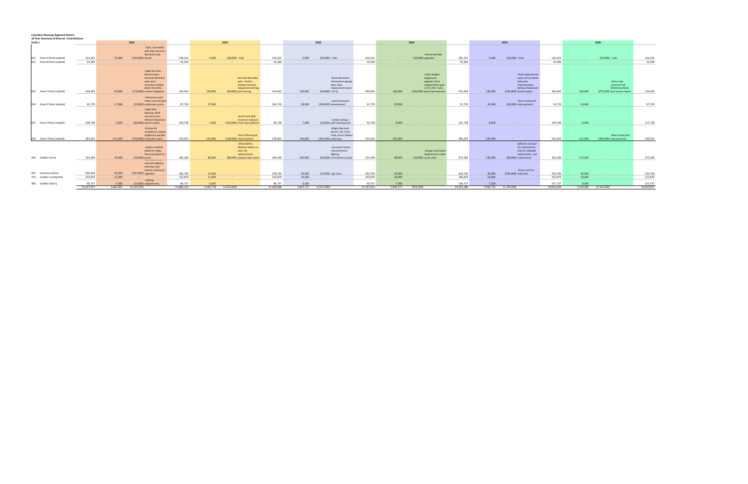**Columbia Shuswap Regional District**
**10 Year Summary of Reserve Contributions**
**Draft 2**

| | | 2021 | | | | 2022 | | | | 2023 | | | | 2024 | | | | 2025 | | | | 2026 | | | |
|---|---|---|---|---|---|---|---|---|---|---|---|---|---|---|---|---|---|---|---|---|---|---|---|---|---|
| 321 Area A Parks (capital) | 314,225 | 75,000 | (140,000) | Trails; Tom Kelley park play structure; Nicholson boat launch | 249,225 | 5,000 | (20,000) | Trails | 234,225 | 2,000 | (20,000) | Trails | 216,225 | - | (35,000) | Panson ball field upgrades | 181,225 | 2,000 | (20,000) | Trails | 163,225 | - | (20,000) | Trails | 143,225 |
| 322 Area B Parks (capital) | 55,269 | - | - | | 55,269 | - | - | | 55,269 | - | - | | 55,269 | - | - | | 55,269 | - | - | | 55,269 | - | - | | 55,269 |
| 323 Area C Parks (capital) | 346,463 | 64,000 | (170,000) | Eagle Bay Park; Barnard park; Sorrento Blind Bay park court resurface; Pebble Beach shoreline erosion mitigation | 240,463 | 130,000 | (60,000) | Sorrento Blind Bay park - Seniors outdoor exercise equipment and dog park fencing | 310,463 | 130,000 | (40,000) | Rocky Martinson interpretive signage plan; Dock replacements (year 1 of 3) | 400,463 | 130,000 | (195,000) | Cedar Heights playground upgrade; Dock replacements (year 2 of 3); Mt. Tuam park improvements | 335,463 | 130,000 | (165,000) | Dock replacements (year 3 of 3); White Lake park improvements; Harbour Road boat launch repairs | 300,463 | 130,000 | (275,000) | Loftus Lake universal trail; Whitehead Road boat launch repairs | 155,463 |
| 324 Area D Parks (capital) | 95,729 | 17,000 | (25,000) | Glenemma vault toilet; Lyons Rd park preliminary works | 87,729 | 17,000 | - | | 104,729 | 28,000 | (100,000) | Lyons Road park development | 32,729 | 20,000 | - | | 52,729 | 32,000 | (50,000) | Silver Creek park improvements | 34,729 | 33,000 | - | | 67,729 |
| 325 Area E Parks (capital) | 249,738 | 5,000 | (60,000) | Eagle River Blueway; NFW structure start; Windsor Road boat launch repairs | 194,738 | 7,000 | (105,000) | North Fork Wild structure; Swansea Point swim platform | 96,738 | 7,000 | (10,000) | Cambie Solsqua park development | 93,738 | 8,000 | - | | 101,738 | 8,000 | - | | 109,738 | 8,000 | - | | 117,738 |
| 326 Area F Parks (capital) | 282,023 | 121,000 | (150,000) | Enterprise Rd completion; Squilax Anglemont parallel trail prelim work | 253,023 | 125,000 | (100,000) | Rose Clifford park improvements | 278,023 | 140,000 | (165,000) | Magna Bay boat launch, Lee Creek trails; Area F Master parks plan | 253,023 | 132,000 | - | | 385,023 | 120,000 | - | | 505,023 | 115,000 | (200,000) | Wharf Road park improvements | 420,023 |
| 340 Golden Arena | 164,189 | 70,000 | (50,000) | replace zamboni batteries; lobby flooring (subject to grant) | 184,189 | 80,000 | (80,000) | dehumidifier; bleacher heater re-tube; fan replacements; piping & slab repairs | 184,189 | 100,000 | (60,000) | announcer tower; coloured event lighting; recirculation pumps | 224,189 | 98,000 | (50,000) | change room boiler replacement; make-up air units | 272,189 | 120,000 | (90,000) | batteries; exhaust fan replacement; exterior sidewalk replacement; roof maintenance | 302,189 | 170,000 | - | | 472,189 |
| 345 Sicamous Arena | 496,343 | 35,000 | (167,603) | covered walkway; dressing room heaters; bathroom upgrades | 363,740 | 15,000 | - | | 378,740 | 30,000 | (15,000) | gas stove | 393,740 | 30,000 | - | | 423,740 | 30,000 | (250,000) | Arena roof line extension | 203,740 | 30,000 | - | | 233,740 |
| 370 Golden Curling Rink | 102,879 | 21,000 | - | | 123,879 | 21,000 | - | | 144,879 | 19,000 | - | | 163,879 | 20,000 | - | | 183,879 | 19,000 | - | | 202,879 | 19,000 | - | | 221,879 |
| 380 Golden Library | 90,737 | 5,000 | (15,000) | Lighting replacements | 80,737 | 6,000 | - | | 86,737 | 6,500 | - | | 93,237 | 7,000 | - | | 100,237 | 7,500 | - | | 107,737 | 8,000 | - | | 115,737 |
| | 15,427,077 | 1,863,402 | (3,410,359) | - | 13,880,120 | 2,482,778 | (1,023,000) | - | 15,339,898 | 2,822,717 | (1,015,000) | - | 17,147,615 | 2,840,571 | (935,000) | - | 19,053,186 | 2,956,753 | (1,195,000) | - | 20,814,939 | 3,144,936 | (1,140,000) | - | 22,819,875 |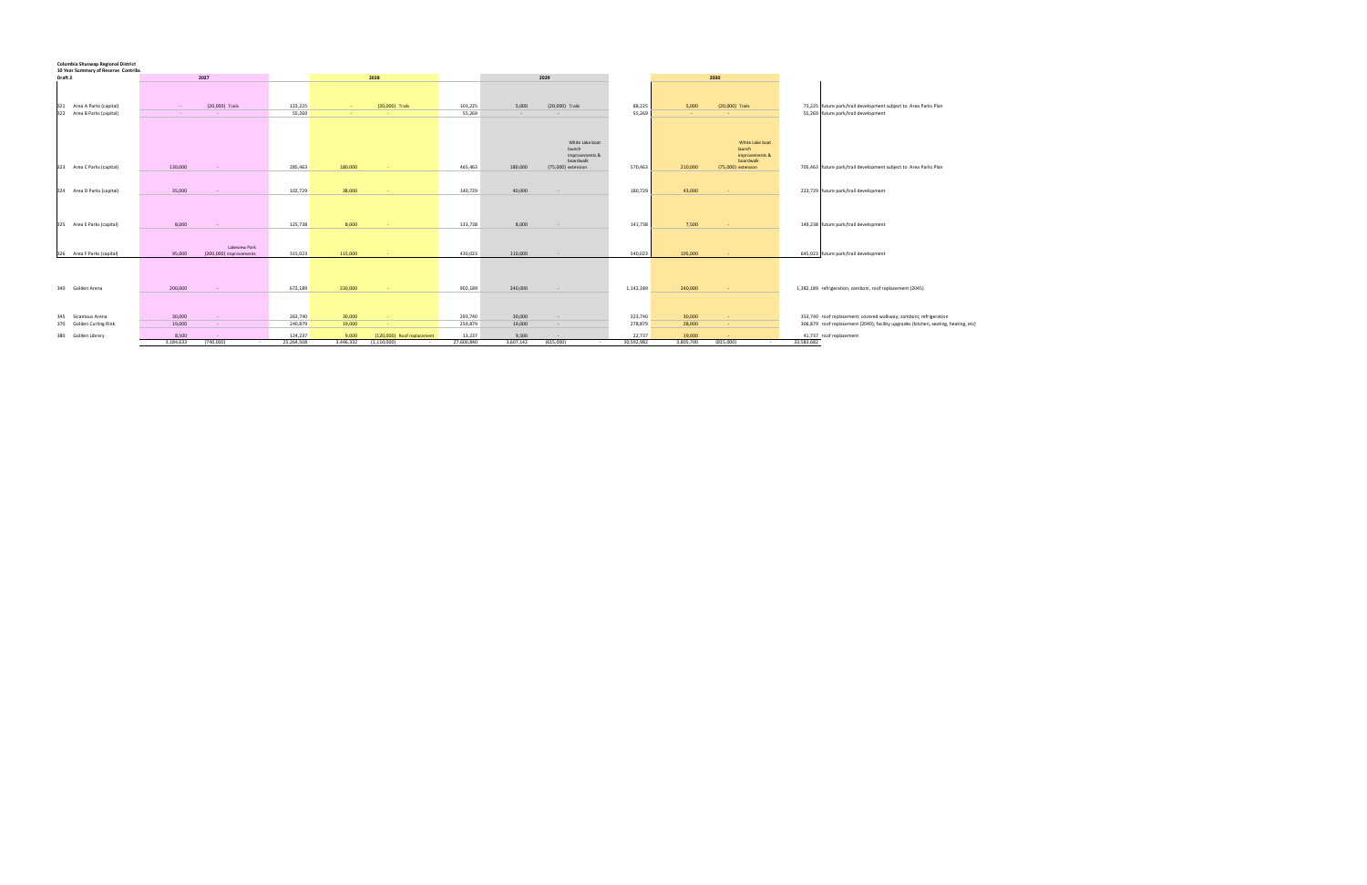**Columbia Shuswap Regional District**
**10 Year Summary of Reserve Contribs**
**Draft 2**

| | | 2027 | | | | 2028 | | | | 2029 | | | | 2030 | | | | |
|---|---|---|---|---|---|---|---|---|---|---|---|---|---|---|---|---|---|---|
| 321 | Area A Parks (capital) | - | (20,000) | Trails | 123,225 | - | (20,000) | Trails | 103,225 | 5,000 | (20,000) | Trails | 88,225 | 5,000 | (20,000) | Trails | 73,225 | future park/trail development subject to Area Parks Plan |
| 322 | Area B Parks (capital) | - | - | | 55,269 | - | - | | 55,269 | - | - | | 55,269 | - | - | | 55,269 | future park/trail development |
| 323 | Area C Parks (capital) | 130,000 | - | | 285,463 | 180,000 | - | | 465,463 | 180,000 | (75,000) | White Lake boat launch improvements & boardwalk extension | 570,463 | 210,000 | (75,000) | White Lake boat launch improvements & boardwalk extension | 705,463 | future park/trail development subject to Area Parks Plan |
| 324 | Area D Parks (capital) | 35,000 | - | | 102,729 | 38,000 | - | | 140,729 | 40,000 | - | | 180,729 | 43,000 | - | | 223,729 | future park/trail development |
| 325 | Area E Parks (capital) | 8,000 | - | | 125,738 | 8,000 | - | | 133,738 | 8,000 | - | | 141,738 | 7,500 | - | | 149,238 | future park/trail development |
| 326 | Area F Parks (capital) | 95,000 | (200,000) | Lakeview Park improvements | 315,023 | 115,000 | - | | 430,023 | 110,000 | - | | 540,023 | 105,000 | - | | 645,023 | future park/trail development |
| 340 | Golden Arena | 200,000 | - | | 672,189 | 230,000 | - | | 902,189 | 240,000 | - | | 1,142,189 | 240,000 | - | | 1,382,189 | refrigeration, zamboni, roof replacement (2045) |
| 345 | Sicamous Arena | 30,000 | - | | 263,740 | 30,000 | - | | 293,740 | 30,000 | - | | 323,740 | 30,000 | - | | 353,740 | roof replacement; covered walkway; zamboni; refrigeration |
| 370 | Golden Curling Rink | 19,000 | - | | 240,879 | 19,000 | - | | 259,879 | 19,000 | - | | 278,879 | 28,000 | - | | 306,879 | roof replacement (2040); facility upgrades (kitchen, seating, heating, etc) |
| 380 | Golden Library | 8,500 | - | | 124,237 | 9,000 | (120,000) | Roof replacement | 13,237 | 9,500 | - | | 22,737 | 19,000 | - | | 41,737 | roof replacement |
| | | 3,184,633 | (740,000) | - | 25,264,508 | 3,446,332 | (1,110,000) | - | 27,600,840 | 3,607,142 | (615,000) | - | 30,592,982 | 3,805,700 | (815,000) | - | 33,583,682 | |